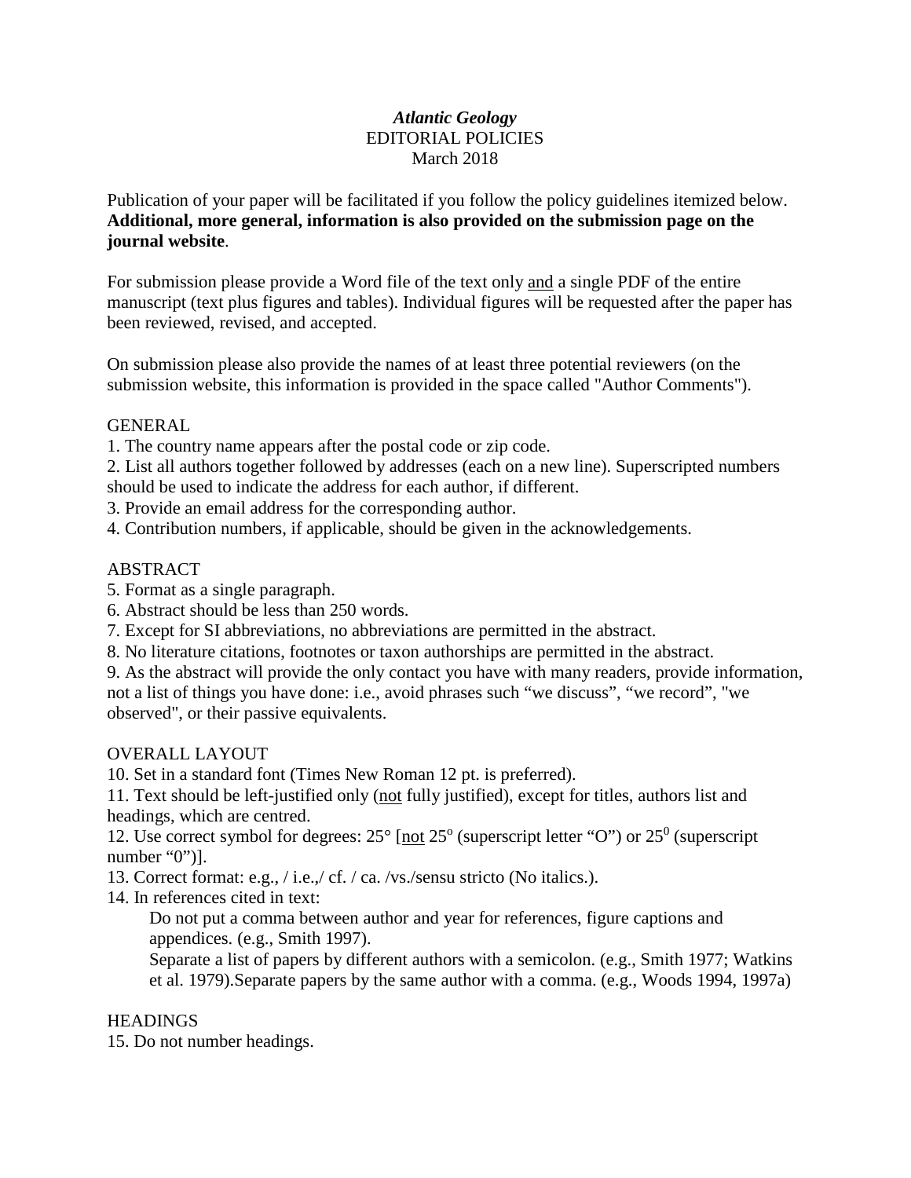***Atlantic Geology***
EDITORIAL POLICIES
March 2018

Publication of your paper will be facilitated if you follow the policy guidelines itemized below. **Additional, more general, information is also provided on the submission page on the journal website**.

For submission please provide a Word file of the text only <u>and</u> a single PDF of the entire manuscript (text plus figures and tables). Individual figures will be requested after the paper has been reviewed, revised, and accepted.

On submission please also provide the names of at least three potential reviewers (on the submission website, this information is provided in the space called "Author Comments").

GENERAL

1. The country name appears after the postal code or zip code.
2. List all authors together followed by addresses (each on a new line). Superscripted numbers should be used to indicate the address for each author, if different.
3. Provide an email address for the corresponding author.
4. Contribution numbers, if applicable, should be given in the acknowledgements.

ABSTRACT

5. Format as a single paragraph.
6. Abstract should be less than 250 words.
7. Except for SI abbreviations, no abbreviations are permitted in the abstract.
8. No literature citations, footnotes or taxon authorships are permitted in the abstract.
9. As the abstract will provide the only contact you have with many readers, provide information, not a list of things you have done: i.e., avoid phrases such "we discuss", "we record", "we observed", or their passive equivalents.

OVERALL LAYOUT

10. Set in a standard font (Times New Roman 12 pt. is preferred).
11. Text should be left-justified only (<u>not</u> fully justified), except for titles, authors list and headings, which are centred.
12. Use correct symbol for degrees: 25° [<u>not</u> $25^{o}$ (superscript letter "O") or $25^{0}$ (superscript number "0")].
13. Correct format: e.g., / i.e.,/ cf. / ca. /vs./sensu stricto (No italics.).
14. In references cited in text:
    Do not put a comma between author and year for references, figure captions and appendices. (e.g., Smith 1997).
    Separate a list of papers by different authors with a semicolon. (e.g., Smith 1977; Watkins et al. 1979).Separate papers by the same author with a comma. (e.g., Woods 1994, 1997a)

HEADINGS

15. Do not number headings.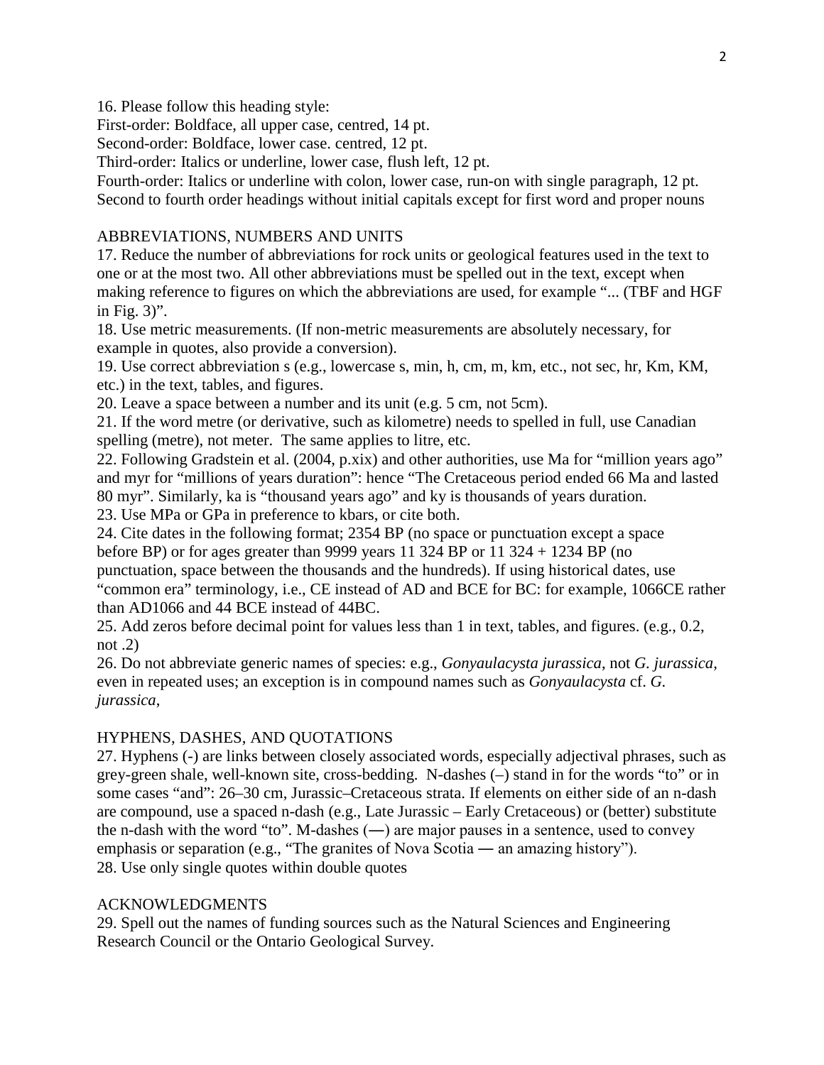16. Please follow this heading style:
First-order: Boldface, all upper case, centred, 14 pt.
Second-order: Boldface, lower case. centred, 12 pt.
Third-order: Italics or underline, lower case, flush left, 12 pt.
Fourth-order: Italics or underline with colon, lower case, run-on with single paragraph, 12 pt.
Second to fourth order headings without initial capitals except for first word and proper nouns

ABBREVIATIONS, NUMBERS AND UNITS

17. Reduce the number of abbreviations for rock units or geological features used in the text to one or at the most two. All other abbreviations must be spelled out in the text, except when making reference to figures on which the abbreviations are used, for example "... (TBF and HGF in Fig. 3)".
18. Use metric measurements. (If non-metric measurements are absolutely necessary, for example in quotes, also provide a conversion).
19. Use correct abbreviation s (e.g., lowercase s, min, h, cm, m, km, etc., not sec, hr, Km, KM, etc.) in the text, tables, and figures.
20. Leave a space between a number and its unit (e.g. 5 cm, not 5cm).
21. If the word metre (or derivative, such as kilometre) needs to spelled in full, use Canadian spelling (metre), not meter. The same applies to litre, etc.
22. Following Gradstein et al. (2004, p.xix) and other authorities, use Ma for "million years ago" and myr for "millions of years duration": hence "The Cretaceous period ended 66 Ma and lasted 80 myr". Similarly, ka is "thousand years ago" and ky is thousands of years duration.
23. Use MPa or GPa in preference to kbars, or cite both.
24. Cite dates in the following format; 2354 BP (no space or punctuation except a space before BP) or for ages greater than 9999 years 11 324 BP or 11 324 + 1234 BP (no punctuation, space between the thousands and the hundreds). If using historical dates, use "common era" terminology, i.e., CE instead of AD and BCE for BC: for example, 1066CE rather than AD1066 and 44 BCE instead of 44BC.
25. Add zeros before decimal point for values less than 1 in text, tables, and figures. (e.g., 0.2, not .2)
26. Do not abbreviate generic names of species: e.g., *Gonyaulacysta jurassica*, not *G. jurassica*, even in repeated uses; an exception is in compound names such as *Gonyaulacysta* cf. *G. jurassica*,

HYPHENS, DASHES, AND QUOTATIONS

27. Hyphens (-) are links between closely associated words, especially adjectival phrases, such as grey-green shale, well-known site, cross-bedding. N-dashes (–) stand in for the words "to" or in some cases "and": 26–30 cm, Jurassic–Cretaceous strata. If elements on either side of an n-dash are compound, use a spaced n-dash (e.g., Late Jurassic – Early Cretaceous) or (better) substitute the n-dash with the word "to". M-dashes (―) are major pauses in a sentence, used to convey emphasis or separation (e.g., "The granites of Nova Scotia ― an amazing history").
28. Use only single quotes within double quotes

ACKNOWLEDGMENTS

29. Spell out the names of funding sources such as the Natural Sciences and Engineering Research Council or the Ontario Geological Survey.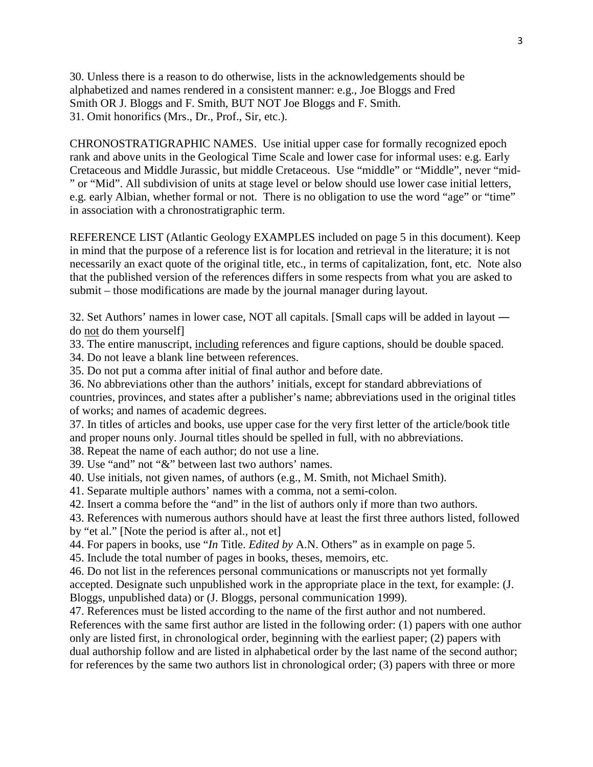30. Unless there is a reason to do otherwise, lists in the acknowledgements should be alphabetized and names rendered in a consistent manner: e.g., Joe Bloggs and Fred Smith OR J. Bloggs and F. Smith, BUT NOT Joe Bloggs and F. Smith.
31. Omit honorifics (Mrs., Dr., Prof., Sir, etc.).

CHRONOSTRATIGRAPHIC NAMES. Use initial upper case for formally recognized epoch rank and above units in the Geological Time Scale and lower case for informal uses: e.g. Early Cretaceous and Middle Jurassic, but middle Cretaceous. Use "middle" or "Middle", never "mid-" or "Mid". All subdivision of units at stage level or below should use lower case initial letters, e.g. early Albian, whether formal or not. There is no obligation to use the word "age" or "time" in association with a chronostratigraphic term.

REFERENCE LIST (Atlantic Geology EXAMPLES included on page 5 in this document). Keep in mind that the purpose of a reference list is for location and retrieval in the literature; it is not necessarily an exact quote of the original title, etc., in terms of capitalization, font, etc. Note also that the published version of the references differs in some respects from what you are asked to submit – those modifications are made by the journal manager during layout.

32. Set Authors' names in lower case, NOT all capitals. [Small caps will be added in layout — do <u>not</u> do them yourself]
33. The entire manuscript, <u>including</u> references and figure captions, should be double spaced.
34. Do not leave a blank line between references.
35. Do not put a comma after initial of final author and before date.
36. No abbreviations other than the authors' initials, except for standard abbreviations of countries, provinces, and states after a publisher's name; abbreviations used in the original titles of works; and names of academic degrees.
37. In titles of articles and books, use upper case for the very first letter of the article/book title and proper nouns only. Journal titles should be spelled in full, with no abbreviations.
38. Repeat the name of each author; do not use a line.
39. Use "and" not "&" between last two authors' names.
40. Use initials, not given names, of authors (e.g., M. Smith, not Michael Smith).
41. Separate multiple authors' names with a comma, not a semi-colon.
42. Insert a comma before the "and" in the list of authors only if more than two authors.
43. References with numerous authors should have at least the first three authors listed, followed by "et al." [Note the period is after al., not et]
44. For papers in books, use "*In* Title. *Edited by* A.N. Others" as in example on page 5.
45. Include the total number of pages in books, theses, memoirs, etc.
46. Do not list in the references personal communications or manuscripts not yet formally accepted. Designate such unpublished work in the appropriate place in the text, for example: (J. Bloggs, unpublished data) or (J. Bloggs, personal communication 1999).
47. References must be listed according to the name of the first author and not numbered. References with the same first author are listed in the following order: (1) papers with one author only are listed first, in chronological order, beginning with the earliest paper; (2) papers with dual authorship follow and are listed in alphabetical order by the last name of the second author; for references by the same two authors list in chronological order; (3) papers with three or more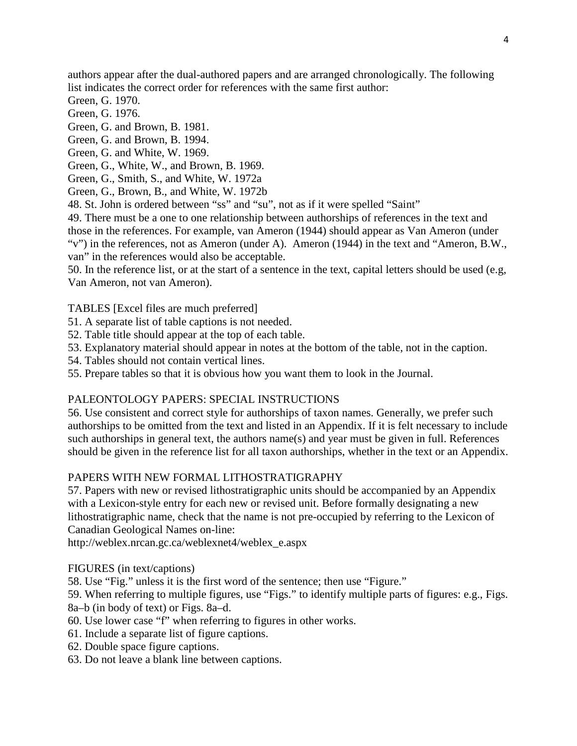authors appear after the dual-authored papers and are arranged chronologically. The following list indicates the correct order for references with the same first author:

Green, G. 1970.
Green, G. 1976.
Green, G. and Brown, B. 1981.
Green, G. and Brown, B. 1994.
Green, G. and White, W. 1969.
Green, G., White, W., and Brown, B. 1969.
Green, G., Smith, S., and White, W. 1972a
Green, G., Brown, B., and White, W. 1972b

48. St. John is ordered between "ss" and "su", not as if it were spelled "Saint"
49. There must be a one to one relationship between authorships of references in the text and those in the references. For example, van Ameron (1944) should appear as Van Ameron (under "v") in the references, not as Ameron (under A). Ameron (1944) in the text and "Ameron, B.W., van" in the references would also be acceptable.
50. In the reference list, or at the start of a sentence in the text, capital letters should be used (e.g, Van Ameron, not van Ameron).

TABLES [Excel files are much preferred]

51. A separate list of table captions is not needed.
52. Table title should appear at the top of each table.
53. Explanatory material should appear in notes at the bottom of the table, not in the caption.
54. Tables should not contain vertical lines.
55. Prepare tables so that it is obvious how you want them to look in the Journal.

PALEONTOLOGY PAPERS: SPECIAL INSTRUCTIONS

56. Use consistent and correct style for authorships of taxon names. Generally, we prefer such authorships to be omitted from the text and listed in an Appendix. If it is felt necessary to include such authorships in general text, the authors name(s) and year must be given in full. References should be given in the reference list for all taxon authorships, whether in the text or an Appendix.

PAPERS WITH NEW FORMAL LITHOSTRATIGRAPHY

57. Papers with new or revised lithostratigraphic units should be accompanied by an Appendix with a Lexicon-style entry for each new or revised unit. Before formally designating a new lithostratigraphic name, check that the name is not pre-occupied by referring to the Lexicon of Canadian Geological Names on-line:
http://weblex.nrcan.gc.ca/weblexnet4/weblex_e.aspx

FIGURES (in text/captions)

58. Use "Fig." unless it is the first word of the sentence; then use "Figure."
59. When referring to multiple figures, use "Figs." to identify multiple parts of figures: e.g., Figs. 8a–b (in body of text) or Figs. 8a–d.
60. Use lower case "f" when referring to figures in other works.
61. Include a separate list of figure captions.
62. Double space figure captions.
63. Do not leave a blank line between captions.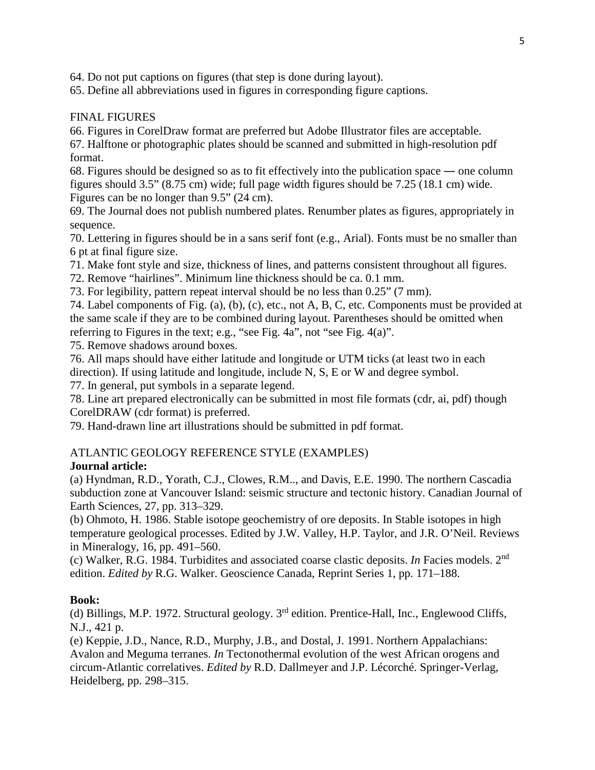64. Do not put captions on figures (that step is done during layout).
65. Define all abbreviations used in figures in corresponding figure captions.

FINAL FIGURES

66. Figures in CorelDraw format are preferred but Adobe Illustrator files are acceptable.
67. Halftone or photographic plates should be scanned and submitted in high-resolution pdf format.
68. Figures should be designed so as to fit effectively into the publication space ― one column figures should 3.5” (8.75 cm) wide; full page width figures should be 7.25 (18.1 cm) wide. Figures can be no longer than 9.5” (24 cm).
69. The Journal does not publish numbered plates. Renumber plates as figures, appropriately in sequence.
70. Lettering in figures should be in a sans serif font (e.g., Arial). Fonts must be no smaller than 6 pt at final figure size.
71. Make font style and size, thickness of lines, and patterns consistent throughout all figures.
72. Remove “hairlines”. Minimum line thickness should be ca. 0.1 mm.
73. For legibility, pattern repeat interval should be no less than 0.25” (7 mm).
74. Label components of Fig. (a), (b), (c), etc., not A, B, C, etc. Components must be provided at the same scale if they are to be combined during layout. Parentheses should be omitted when referring to Figures in the text; e.g., “see Fig. 4a”, not “see Fig. 4(a)”.
75. Remove shadows around boxes.
76. All maps should have either latitude and longitude or UTM ticks (at least two in each direction). If using latitude and longitude, include N, S, E or W and degree symbol.
77. In general, put symbols in a separate legend.
78. Line art prepared electronically can be submitted in most file formats (cdr, ai, pdf) though CorelDRAW (cdr format) is preferred.
79. Hand-drawn line art illustrations should be submitted in pdf format.

ATLANTIC GEOLOGY REFERENCE STYLE (EXAMPLES)

**Journal article:**

(a) Hyndman, R.D., Yorath, C.J., Clowes, R.M.., and Davis, E.E. 1990. The northern Cascadia subduction zone at Vancouver Island: seismic structure and tectonic history. Canadian Journal of Earth Sciences, 27, pp. 313–329.

(b) Ohmoto, H. 1986. Stable isotope geochemistry of ore deposits. In Stable isotopes in high temperature geological processes. Edited by J.W. Valley, H.P. Taylor, and J.R. O’Neil. Reviews in Mineralogy, 16, pp. 491–560.

(c) Walker, R.G. 1984. Turbidites and associated coarse clastic deposits. *In* Facies models. 2nd edition. *Edited by* R.G. Walker. Geoscience Canada, Reprint Series 1, pp. 171–188.

**Book:**

(d) Billings, M.P. 1972. Structural geology. 3rd edition. Prentice-Hall, Inc., Englewood Cliffs, N.J., 421 p.

(e) Keppie, J.D., Nance, R.D., Murphy, J.B., and Dostal, J. 1991. Northern Appalachians: Avalon and Meguma terranes. *In* Tectonothermal evolution of the west African orogens and circum-Atlantic correlatives. *Edited by* R.D. Dallmeyer and J.P. Lécorché. Springer-Verlag, Heidelberg, pp. 298–315.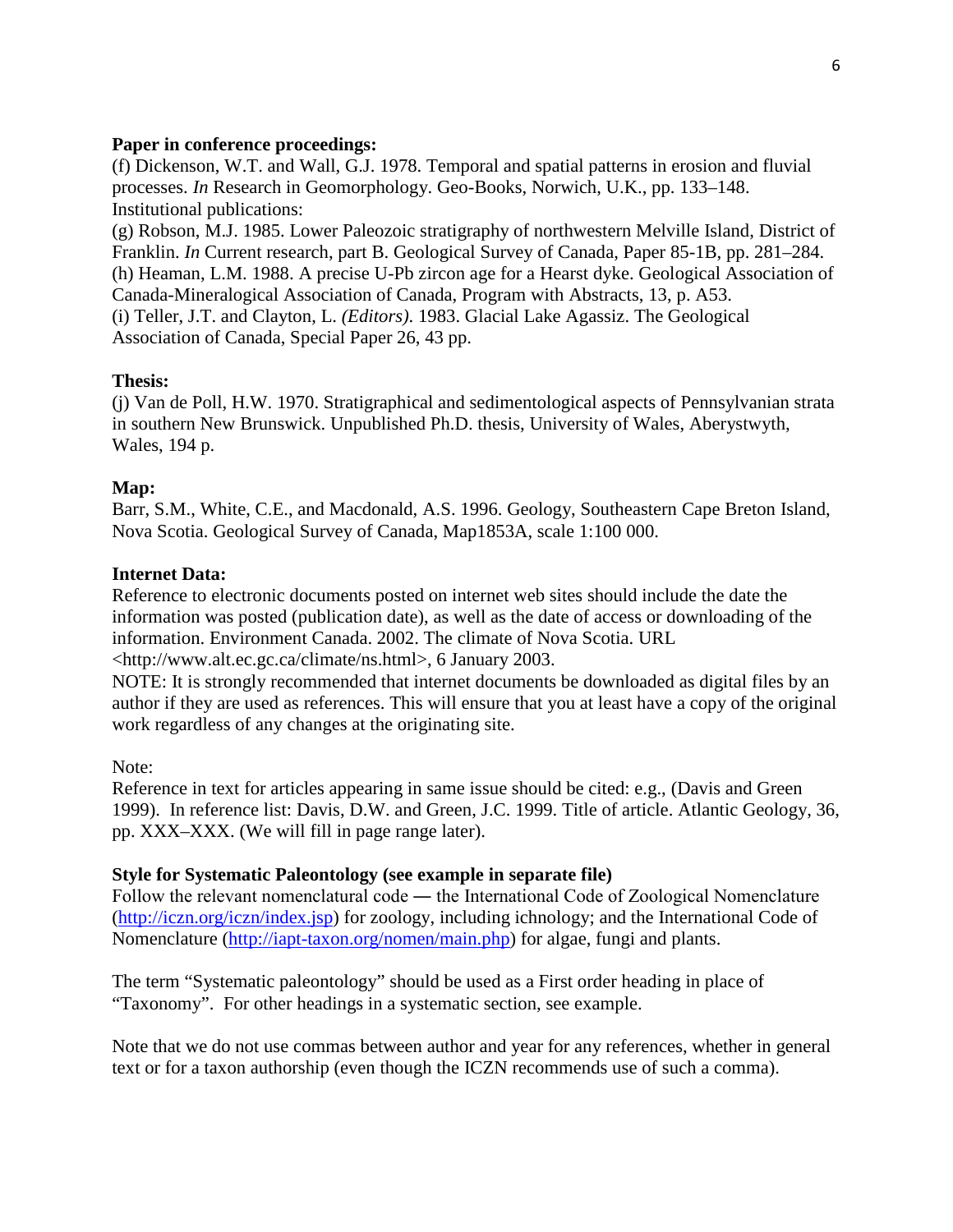**Paper in conference proceedings:**

(f) Dickenson, W.T. and Wall, G.J. 1978. Temporal and spatial patterns in erosion and fluvial processes. *In* Research in Geomorphology. Geo-Books, Norwich, U.K., pp. 133–148.

Institutional publications:

(g) Robson, M.J. 1985. Lower Paleozoic stratigraphy of northwestern Melville Island, District of Franklin. *In* Current research, part B. Geological Survey of Canada, Paper 85-1B, pp. 281–284.

(h) Heaman, L.M. 1988. A precise U-Pb zircon age for a Hearst dyke. Geological Association of Canada-Mineralogical Association of Canada, Program with Abstracts, 13, p. A53.

(i) Teller, J.T. and Clayton, L. *(Editors)*. 1983. Glacial Lake Agassiz. The Geological Association of Canada, Special Paper 26, 43 pp.

**Thesis:**

(j) Van de Poll, H.W. 1970. Stratigraphical and sedimentological aspects of Pennsylvanian strata in southern New Brunswick. Unpublished Ph.D. thesis, University of Wales, Aberystwyth, Wales, 194 p.

**Map:**

Barr, S.M., White, C.E., and Macdonald, A.S. 1996. Geology, Southeastern Cape Breton Island, Nova Scotia. Geological Survey of Canada, Map1853A, scale 1:100 000.

**Internet Data:**

Reference to electronic documents posted on internet web sites should include the date the information was posted (publication date), as well as the date of access or downloading of the information. Environment Canada. 2002. The climate of Nova Scotia. URL <http://www.alt.ec.gc.ca/climate/ns.html>, 6 January 2003.

NOTE: It is strongly recommended that internet documents be downloaded as digital files by an author if they are used as references. This will ensure that you at least have a copy of the original work regardless of any changes at the originating site.

Note:

Reference in text for articles appearing in same issue should be cited: e.g., (Davis and Green 1999). In reference list: Davis, D.W. and Green, J.C. 1999. Title of article. Atlantic Geology, 36, pp. XXX–XXX. (We will fill in page range later).

**Style for Systematic Paleontology (see example in separate file)**

Follow the relevant nomenclatural code — the International Code of Zoological Nomenclature (http://iczn.org/iczn/index.jsp) for zoology, including ichnology; and the International Code of Nomenclature (http://iapt-taxon.org/nomen/main.php) for algae, fungi and plants.

The term "Systematic paleontology" should be used as a First order heading in place of "Taxonomy". For other headings in a systematic section, see example.

Note that we do not use commas between author and year for any references, whether in general text or for a taxon authorship (even though the ICZN recommends use of such a comma).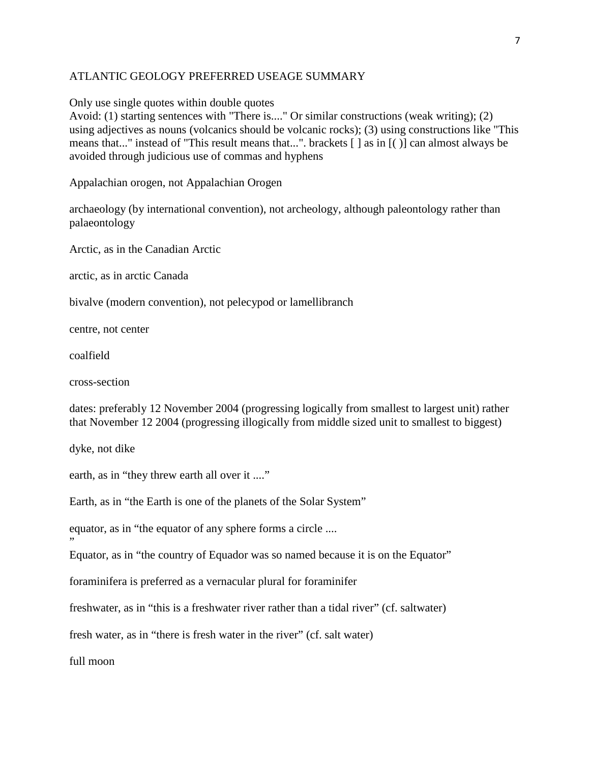ATLANTIC GEOLOGY PREFERRED USEAGE SUMMARY

Only use single quotes within double quotes
Avoid: (1) starting sentences with "There is...." Or similar constructions (weak writing); (2) using adjectives as nouns (volcanics should be volcanic rocks); (3) using constructions like "This means that..." instead of "This result means that...". brackets [ ] as in [( )] can almost always be avoided through judicious use of commas and hyphens

Appalachian orogen, not Appalachian Orogen

archaeology (by international convention), not archeology, although paleontology rather than palaeontology

Arctic, as in the Canadian Arctic

arctic, as in arctic Canada

bivalve (modern convention), not pelecypod or lamellibranch

centre, not center

coalfield

cross-section

dates: preferably 12 November 2004 (progressing logically from smallest to largest unit) rather that November 12 2004 (progressing illogically from middle sized unit to smallest to biggest)

dyke, not dike

earth, as in "they threw earth all over it ...."

Earth, as in "the Earth is one of the planets of the Solar System"

equator, as in "the equator of any sphere forms a circle ....
"
Equator, as in "the country of Equador was so named because it is on the Equator"

foraminifera is preferred as a vernacular plural for foraminifer

freshwater, as in "this is a freshwater river rather than a tidal river" (cf. saltwater)

fresh water, as in "there is fresh water in the river" (cf. salt water)

full moon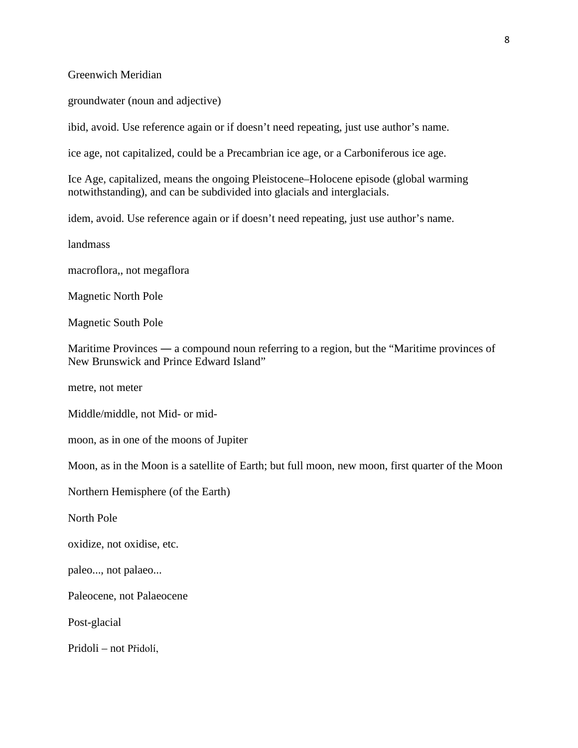Greenwich Meridian

groundwater (noun and adjective)

ibid, avoid. Use reference again or if doesn't need repeating, just use author's name.

ice age, not capitalized, could be a Precambrian ice age, or a Carboniferous ice age.

Ice Age, capitalized, means the ongoing Pleistocene–Holocene episode (global warming notwithstanding), and can be subdivided into glacials and interglacials.

idem, avoid. Use reference again or if doesn't need repeating, just use author's name.

landmass

macroflora,, not megaflora

Magnetic North Pole

Magnetic South Pole

Maritime Provinces ― a compound noun referring to a region, but the "Maritime provinces of New Brunswick and Prince Edward Island"

metre, not meter

Middle/middle, not Mid- or mid-

moon, as in one of the moons of Jupiter

Moon, as in the Moon is a satellite of Earth; but full moon, new moon, first quarter of the Moon

Northern Hemisphere (of the Earth)

North Pole

oxidize, not oxidise, etc.

paleo..., not palaeo...

Paleocene, not Palaeocene

Post-glacial

Pridoli – not Přidolí,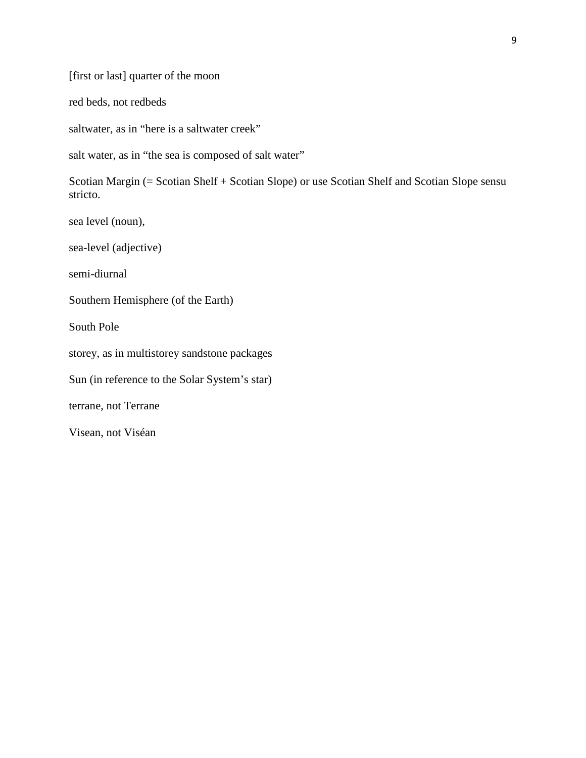[first or last] quarter of the moon

red beds, not redbeds

saltwater, as in "here is a saltwater creek"

salt water, as in "the sea is composed of salt water"

Scotian Margin (= Scotian Shelf + Scotian Slope) or use Scotian Shelf and Scotian Slope sensu stricto.

sea level (noun),

sea-level (adjective)

semi-diurnal

Southern Hemisphere (of the Earth)

South Pole

storey, as in multistorey sandstone packages

Sun (in reference to the Solar System's star)

terrane, not Terrane

Visean, not Viséan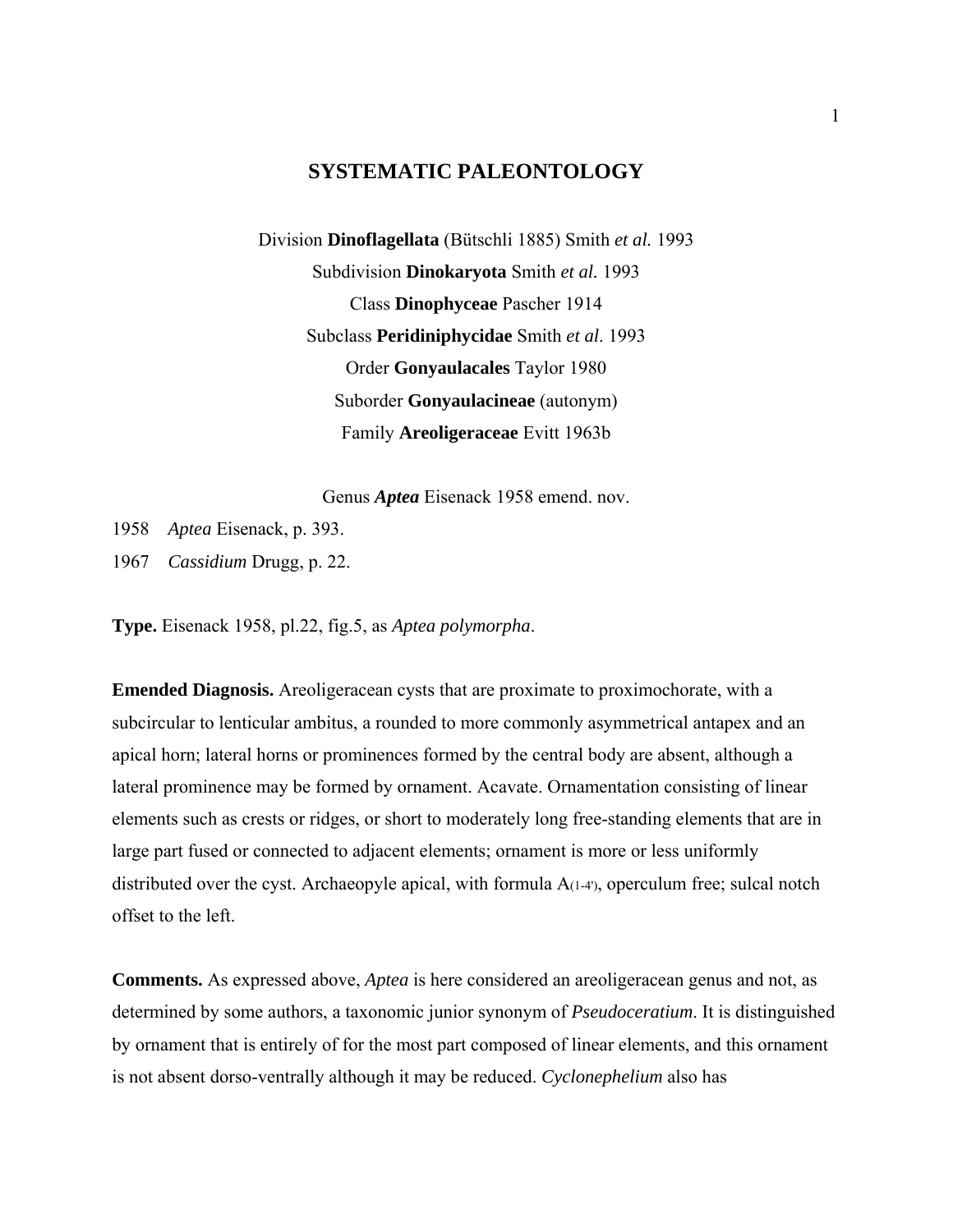# SYSTEMATIC PALEONTOLOGY

Division **Dinoflagellata** (Bütschli 1885) Smith *et al.* 1993

Subdivision **Dinokaryota** Smith *et al.* 1993

Class **Dinophyceae** Pascher 1914

Subclass **Peridiniphycidae** Smith *et al.* 1993

Order **Gonyaulacales** Taylor 1980

Suborder **Gonyaulacineae** (autonym)

Family **Areoligeraceae** Evitt 1963b

Genus ***Aptea*** Eisenack 1958 emend. nov.

1958 *Aptea* Eisenack, p. 393.

1967 *Cassidium* Drugg, p. 22.

**Type.** Eisenack 1958, pl.22, fig.5, as *Aptea polymorpha*.

**Emended Diagnosis.** Areoligeracean cysts that are proximate to proximochorate, with a subcircular to lenticular ambitus, a rounded to more commonly asymmetrical antapex and an apical horn; lateral horns or prominences formed by the central body are absent, although a lateral prominence may be formed by ornament. Acavate. Ornamentation consisting of linear elements such as crests or ridges, or short to moderately long free-standing elements that are in large part fused or connected to adjacent elements; ornament is more or less uniformly distributed over the cyst. Archaeopyle apical, with formula $A_{(1-4')}$, operculum free; sulcal notch offset to the left.

**Comments.** As expressed above, *Aptea* is here considered an areoligeracean genus and not, as determined by some authors, a taxonomic junior synonym of *Pseudoceratium*. It is distinguished by ornament that is entirely of for the most part composed of linear elements, and this ornament is not absent dorso-ventrally although it may be reduced. *Cyclonephelium* also has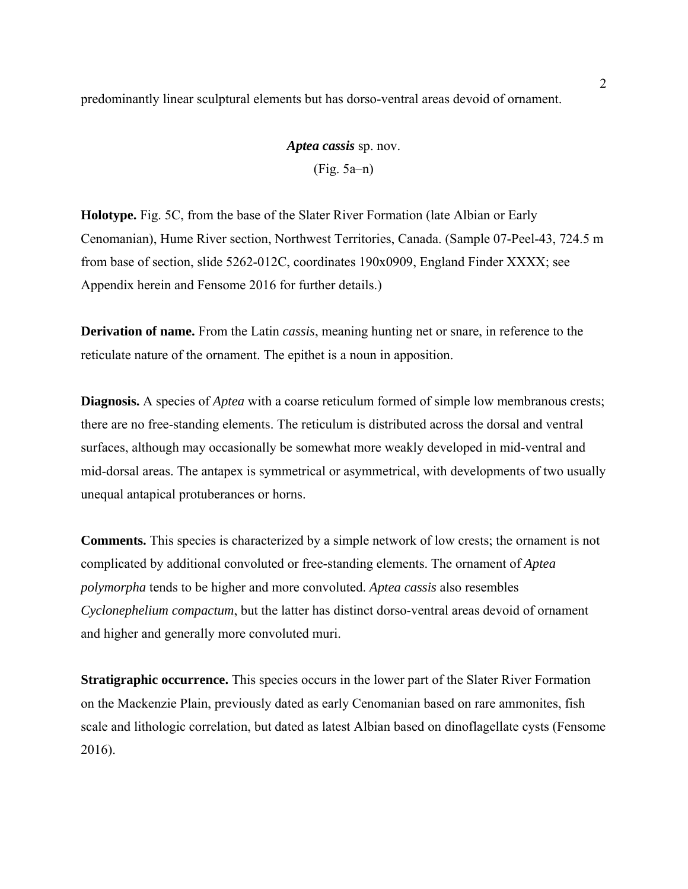predominantly linear sculptural elements but has dorso-ventral areas devoid of ornament.

***Aptea cassis*** sp. nov.

(Fig. 5a–n)

**Holotype.** Fig. 5C, from the base of the Slater River Formation (late Albian or Early Cenomanian), Hume River section, Northwest Territories, Canada. (Sample 07-Peel-43, 724.5 m from base of section, slide 5262-012C, coordinates 190x0909, England Finder XXXX; see Appendix herein and Fensome 2016 for further details.)

**Derivation of name.** From the Latin *cassis*, meaning hunting net or snare, in reference to the reticulate nature of the ornament. The epithet is a noun in apposition.

**Diagnosis.** A species of *Aptea* with a coarse reticulum formed of simple low membranous crests; there are no free-standing elements. The reticulum is distributed across the dorsal and ventral surfaces, although may occasionally be somewhat more weakly developed in mid-ventral and mid-dorsal areas. The antapex is symmetrical or asymmetrical, with developments of two usually unequal antapical protuberances or horns.

**Comments.** This species is characterized by a simple network of low crests; the ornament is not complicated by additional convoluted or free-standing elements. The ornament of *Aptea polymorpha* tends to be higher and more convoluted. *Aptea cassis* also resembles *Cyclonephelium compactum*, but the latter has distinct dorso-ventral areas devoid of ornament and higher and generally more convoluted muri.

**Stratigraphic occurrence.** This species occurs in the lower part of the Slater River Formation on the Mackenzie Plain, previously dated as early Cenomanian based on rare ammonites, fish scale and lithologic correlation, but dated as latest Albian based on dinoflagellate cysts (Fensome 2016).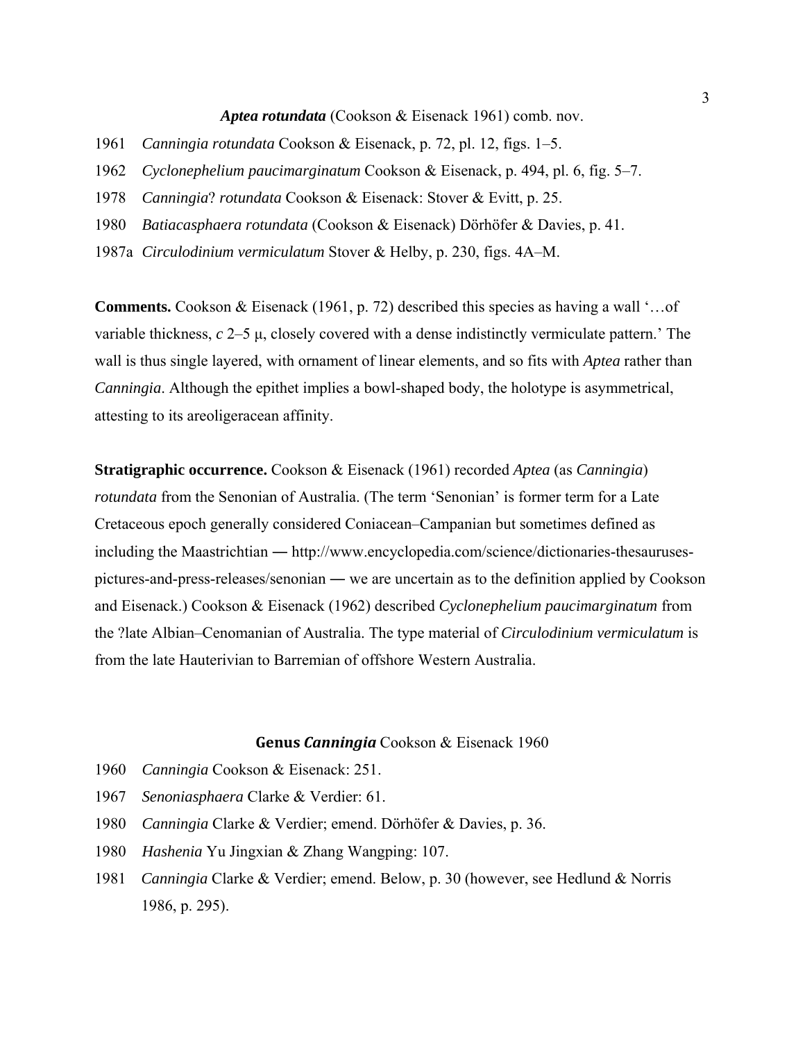### ***Aptea rotundata*** (Cookson & Eisenack 1961) comb. nov.

1961 *Canningia rotundata* Cookson & Eisenack, p. 72, pl. 12, figs. 1–5.

1962 *Cyclonephelium paucimarginatum* Cookson & Eisenack, p. 494, pl. 6, fig. 5–7.

1978 *Canningia*? *rotundata* Cookson & Eisenack: Stover & Evitt, p. 25.

1980 *Batiacasphaera rotundata* (Cookson & Eisenack) Dörhöfer & Davies, p. 41.

1987a *Circulodinium vermiculatum* Stover & Helby, p. 230, figs. 4A–M.

**Comments.** Cookson & Eisenack (1961, p. 72) described this species as having a wall '…of variable thickness, *c* 2–5 μ, closely covered with a dense indistinctly vermiculate pattern.' The wall is thus single layered, with ornament of linear elements, and so fits with *Aptea* rather than *Canningia*. Although the epithet implies a bowl-shaped body, the holotype is asymmetrical, attesting to its areoligeracean affinity.

**Stratigraphic occurrence.** Cookson & Eisenack (1961) recorded *Aptea* (as *Canningia*) *rotundata* from the Senonian of Australia. (The term 'Senonian' is former term for a Late Cretaceous epoch generally considered Coniacean–Campanian but sometimes defined as including the Maastrichtian ― http://www.encyclopedia.com/science/dictionaries-thesauruses-pictures-and-press-releases/senonian ― we are uncertain as to the definition applied by Cookson and Eisenack.) Cookson & Eisenack (1962) described *Cyclonephelium paucimarginatum* from the ?late Albian–Cenomanian of Australia. The type material of *Circulodinium vermiculatum* is from the late Hauterivian to Barremian of offshore Western Australia.

### **Genus *Canningia*** Cookson & Eisenack 1960

1960 *Canningia* Cookson & Eisenack: 251.

1967 *Senoniasphaera* Clarke & Verdier: 61.

1980 *Canningia* Clarke & Verdier; emend. Dörhöfer & Davies, p. 36.

1980 *Hashenia* Yu Jingxian & Zhang Wangping: 107.

1981 *Canningia* Clarke & Verdier; emend. Below, p. 30 (however, see Hedlund & Norris 1986, p. 295).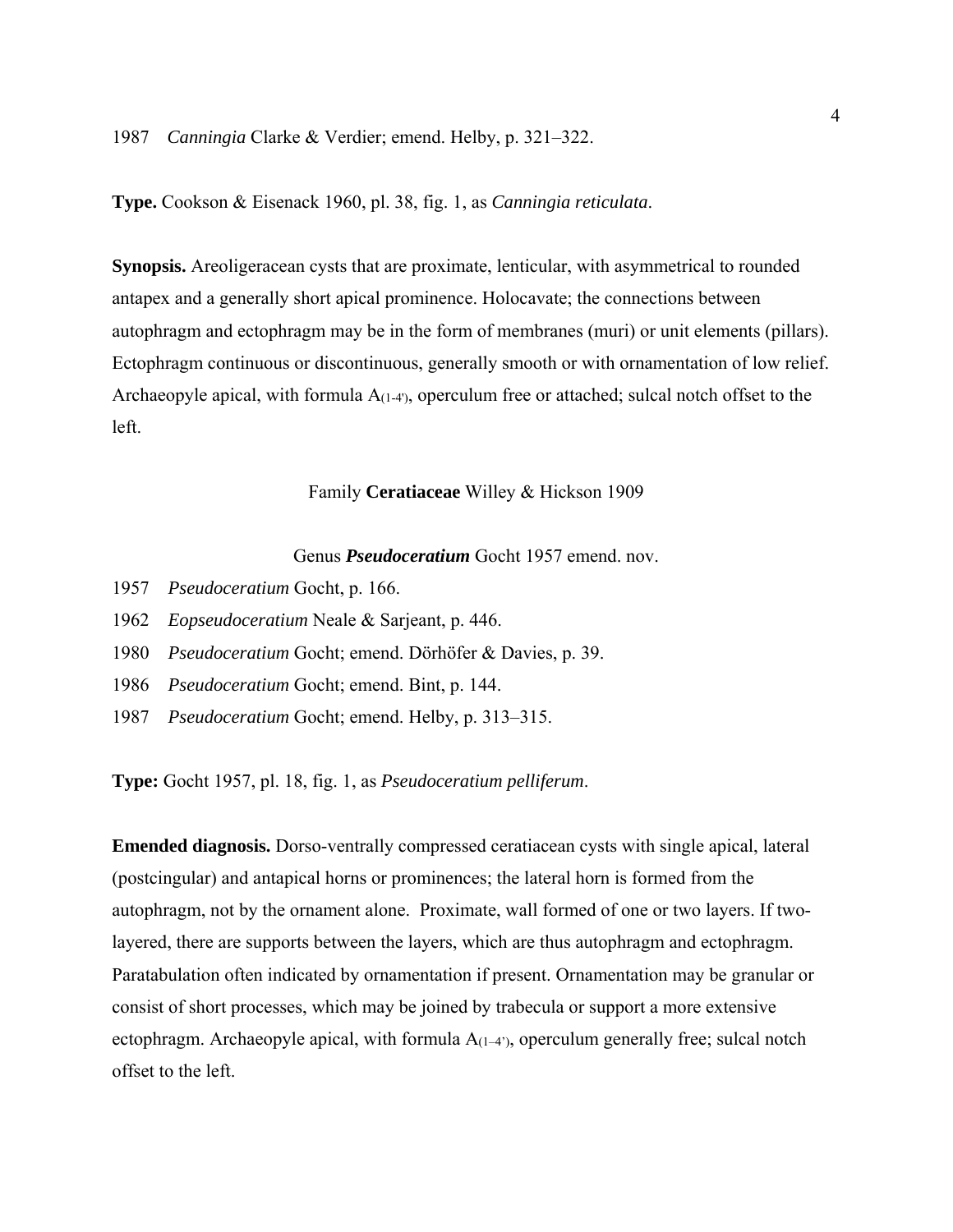1987 *Canningia* Clarke & Verdier; emend. Helby, p. 321–322.

**Type.** Cookson & Eisenack 1960, pl. 38, fig. 1, as *Canningia reticulata*.

**Synopsis.** Areoligeracean cysts that are proximate, lenticular, with asymmetrical to rounded antapex and a generally short apical prominence. Holocavate; the connections between autophragm and ectophragm may be in the form of membranes (muri) or unit elements (pillars). Ectophragm continuous or discontinuous, generally smooth or with ornamentation of low relief. Archaeopyle apical, with formula $A_{(1\text{-}4')}$, operculum free or attached; sulcal notch offset to the left.

Family **Ceratiaceae** Willey & Hickson 1909

Genus ***Pseudoceratium*** Gocht 1957 emend. nov.

1957 *Pseudoceratium* Gocht, p. 166.

1962 *Eopseudoceratium* Neale & Sarjeant, p. 446.

1980 *Pseudoceratium* Gocht; emend. Dörhöfer & Davies, p. 39.

1986 *Pseudoceratium* Gocht; emend. Bint, p. 144.

1987 *Pseudoceratium* Gocht; emend. Helby, p. 313–315.

**Type:** Gocht 1957, pl. 18, fig. 1, as *Pseudoceratium pelliferum*.

**Emended diagnosis.** Dorso-ventrally compressed ceratiacean cysts with single apical, lateral (postcingular) and antapical horns or prominences; the lateral horn is formed from the autophragm, not by the ornament alone. Proximate, wall formed of one or two layers. If two-layered, there are supports between the layers, which are thus autophragm and ectophragm. Paratabulation often indicated by ornamentation if present. Ornamentation may be granular or consist of short processes, which may be joined by trabecula or support a more extensive ectophragm. Archaeopyle apical, with formula $A_{(1\text{–}4')}$, operculum generally free; sulcal notch offset to the left.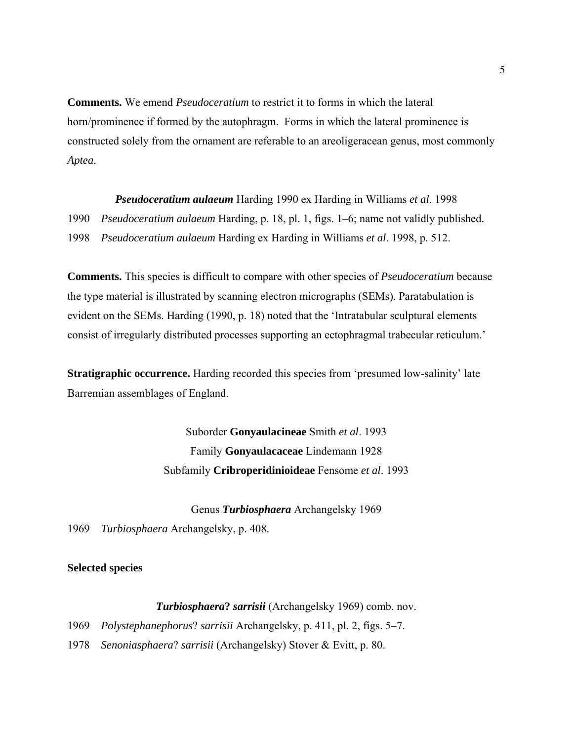**Comments.** We emend *Pseudoceratium* to restrict it to forms in which the lateral horn/prominence if formed by the autophragm. Forms in which the lateral prominence is constructed solely from the ornament are referable to an areoligeracean genus, most commonly *Aptea*.

***Pseudoceratium aulaeum*** Harding 1990 ex Harding in Williams *et al*. 1998

1990 *Pseudoceratium aulaeum* Harding, p. 18, pl. 1, figs. 1–6; name not validly published.

1998 *Pseudoceratium aulaeum* Harding ex Harding in Williams *et al*. 1998, p. 512.

**Comments.** This species is difficult to compare with other species of *Pseudoceratium* because the type material is illustrated by scanning electron micrographs (SEMs). Paratabulation is evident on the SEMs. Harding (1990, p. 18) noted that the 'Intratabular sculptural elements consist of irregularly distributed processes supporting an ectophragmal trabecular reticulum.'

**Stratigraphic occurrence.** Harding recorded this species from 'presumed low-salinity' late Barremian assemblages of England.

Suborder **Gonyaulacineae** Smith *et al*. 1993

Family **Gonyaulacaceae** Lindemann 1928

Subfamily **Cribroperidinioideae** Fensome *et al*. 1993

Genus ***Turbiosphaera*** Archangelsky 1969

1969 *Turbiosphaera* Archangelsky, p. 408.

**Selected species**

***Turbiosphaera*? *sarrisii*** (Archangelsky 1969) comb. nov.

1969 *Polystephanephorus*? *sarrisii* Archangelsky, p. 411, pl. 2, figs. 5–7.

1978 *Senoniasphaera*? *sarrisii* (Archangelsky) Stover & Evitt, p. 80.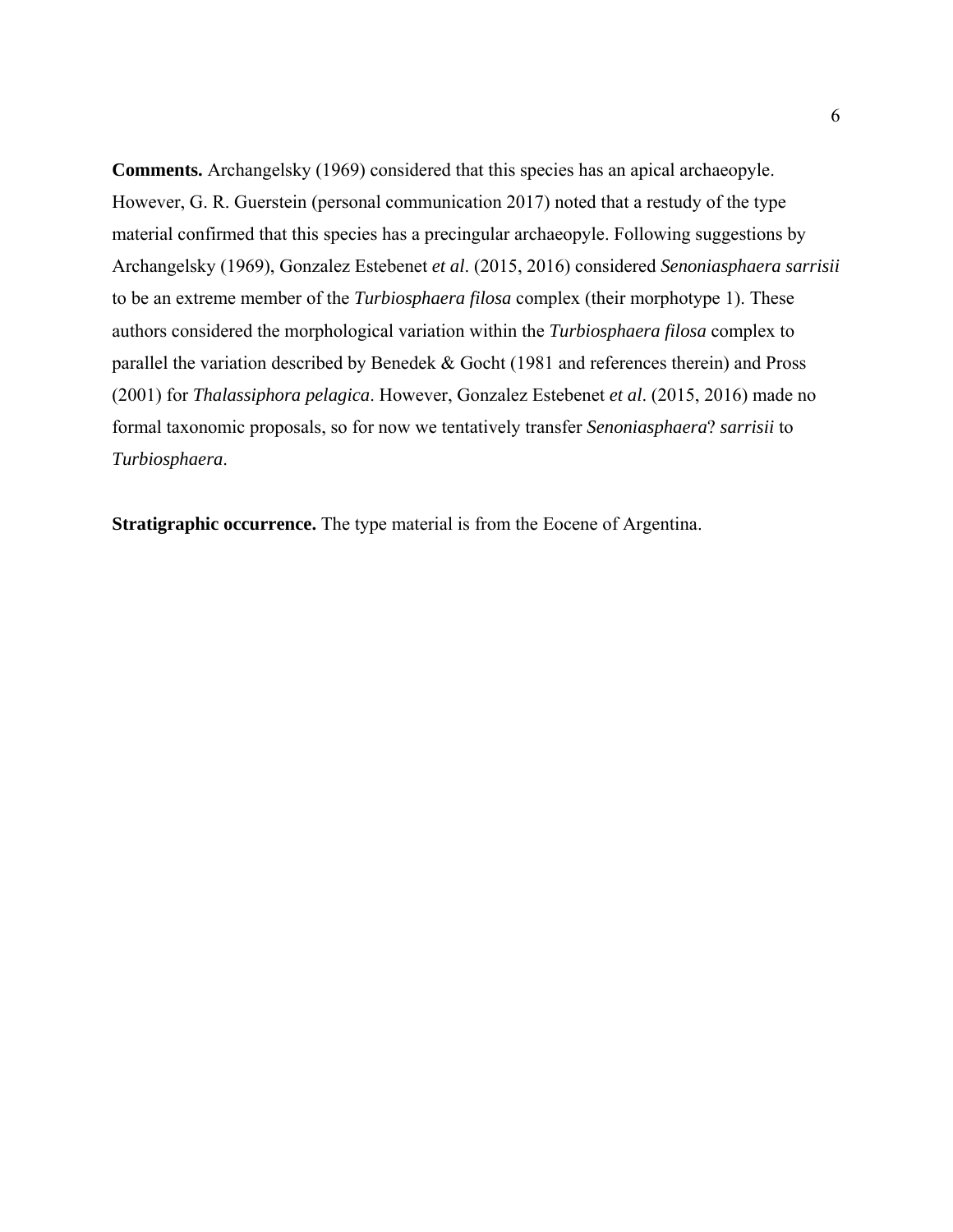**Comments.** Archangelsky (1969) considered that this species has an apical archaeopyle. However, G. R. Guerstein (personal communication 2017) noted that a restudy of the type material confirmed that this species has a precingular archaeopyle. Following suggestions by Archangelsky (1969), Gonzalez Estebenet *et al*. (2015, 2016) considered *Senoniasphaera sarrisii* to be an extreme member of the *Turbiosphaera filosa* complex (their morphotype 1). These authors considered the morphological variation within the *Turbiosphaera filosa* complex to parallel the variation described by Benedek & Gocht (1981 and references therein) and Pross (2001) for *Thalassiphora pelagica*. However, Gonzalez Estebenet *et al*. (2015, 2016) made no formal taxonomic proposals, so for now we tentatively transfer *Senoniasphaera*? *sarrisii* to *Turbiosphaera*.

**Stratigraphic occurrence.** The type material is from the Eocene of Argentina.